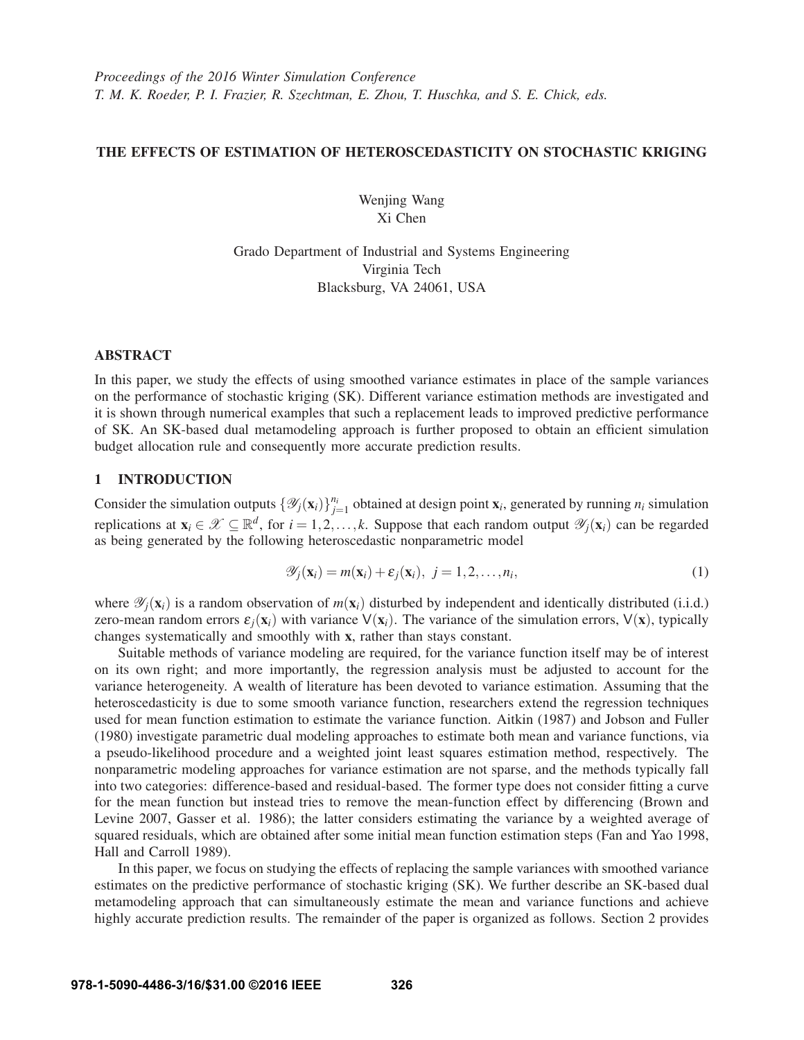*Proceedings of the 2016 Winter Simulation Conference*
*T. M. K. Roeder, P. I. Frazier, R. Szechtman, E. Zhou, T. Huschka, and S. E. Chick, eds.*

# THE EFFECTS OF ESTIMATION OF HETEROSCEDASTICITY ON STOCHASTIC KRIGING

Wenjing Wang
Xi Chen

Grado Department of Industrial and Systems Engineering
Virginia Tech
Blacksburg, VA 24061, USA

## ABSTRACT

In this paper, we study the effects of using smoothed variance estimates in place of the sample variances on the performance of stochastic kriging (SK). Different variance estimation methods are investigated and it is shown through numerical examples that such a replacement leads to improved predictive performance of SK. An SK-based dual metamodeling approach is further proposed to obtain an efficient simulation budget allocation rule and consequently more accurate prediction results.

## 1 INTRODUCTION

Consider the simulation outputs $\{\mathscr{Y}_j(\mathbf{x}_i)\}_{j=1}^{n_i}$ obtained at design point $\mathbf{x}_i$, generated by running $n_i$ simulation replications at $\mathbf{x}_i \in \mathscr{X} \subseteq \mathbb{R}^d$, for $i = 1, 2, \ldots, k$. Suppose that each random output $\mathscr{Y}_j(\mathbf{x}_i)$ can be regarded as being generated by the following heteroscedastic nonparametric model

$$\mathscr{Y}_j(\mathbf{x}_i) = m(\mathbf{x}_i) + \varepsilon_j(\mathbf{x}_i), \; j = 1, 2, \ldots, n_i, \tag{1}$$

where $\mathscr{Y}_j(\mathbf{x}_i)$ is a random observation of $m(\mathbf{x}_i)$ disturbed by independent and identically distributed (i.i.d.) zero-mean random errors $\varepsilon_j(\mathbf{x}_i)$ with variance $\mathsf{V}(\mathbf{x}_i)$. The variance of the simulation errors, $\mathsf{V}(\mathbf{x})$, typically changes systematically and smoothly with $\mathbf{x}$, rather than stays constant.

Suitable methods of variance modeling are required, for the variance function itself may be of interest on its own right; and more importantly, the regression analysis must be adjusted to account for the variance heterogeneity. A wealth of literature has been devoted to variance estimation. Assuming that the heteroscedasticity is due to some smooth variance function, researchers extend the regression techniques used for mean function estimation to estimate the variance function. Aitkin (1987) and Jobson and Fuller (1980) investigate parametric dual modeling approaches to estimate both mean and variance functions, via a pseudo-likelihood procedure and a weighted joint least squares estimation method, respectively. The nonparametric modeling approaches for variance estimation are not sparse, and the methods typically fall into two categories: difference-based and residual-based. The former type does not consider fitting a curve for the mean function but instead tries to remove the mean-function effect by differencing (Brown and Levine 2007, Gasser et al. 1986); the latter considers estimating the variance by a weighted average of squared residuals, which are obtained after some initial mean function estimation steps (Fan and Yao 1998, Hall and Carroll 1989).

In this paper, we focus on studying the effects of replacing the sample variances with smoothed variance estimates on the predictive performance of stochastic kriging (SK). We further describe an SK-based dual metamodeling approach that can simultaneously estimate the mean and variance functions and achieve highly accurate prediction results. The remainder of the paper is organized as follows. Section 2 provides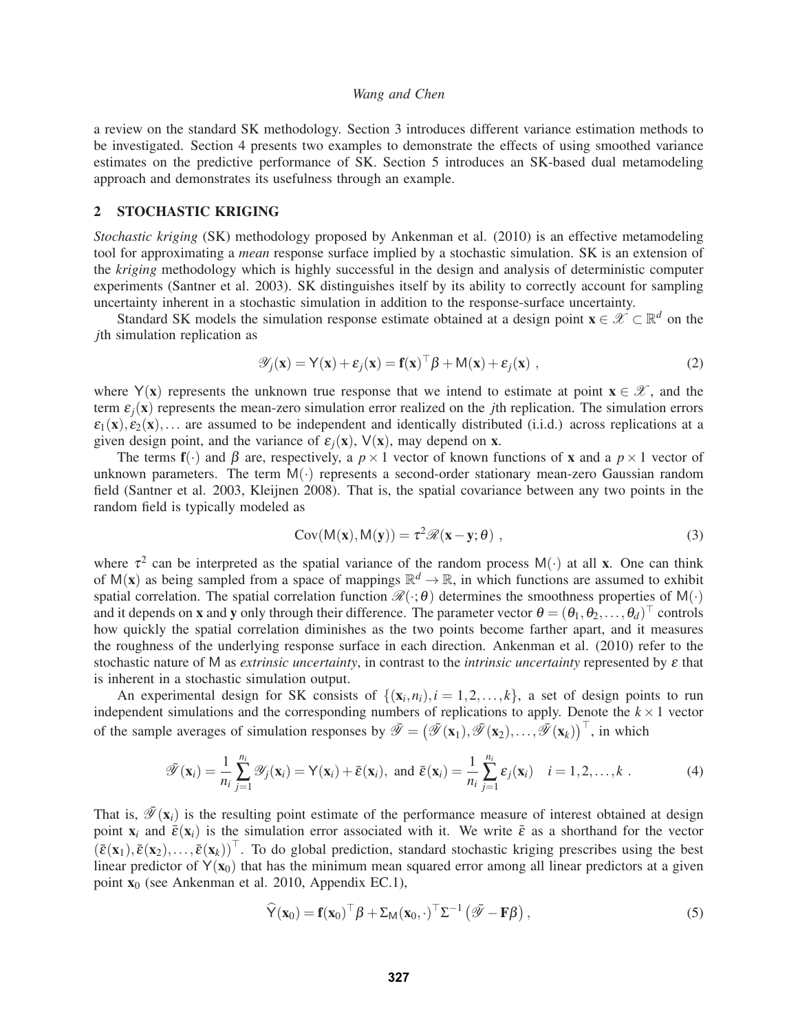a review on the standard SK methodology. Section 3 introduces different variance estimation methods to be investigated. Section 4 presents two examples to demonstrate the effects of using smoothed variance estimates on the predictive performance of SK. Section 5 introduces an SK-based dual metamodeling approach and demonstrates its usefulness through an example.

## 2 STOCHASTIC KRIGING

*Stochastic kriging* (SK) methodology proposed by Ankenman et al. (2010) is an effective metamodeling tool for approximating a *mean* response surface implied by a stochastic simulation. SK is an extension of the *kriging* methodology which is highly successful in the design and analysis of deterministic computer experiments (Santner et al. 2003). SK distinguishes itself by its ability to correctly account for sampling uncertainty inherent in a stochastic simulation in addition to the response-surface uncertainty.

Standard SK models the simulation response estimate obtained at a design point $\mathbf{x} \in \mathscr{X} \subset \mathbb{R}^d$ on the $j$th simulation replication as

$$\mathscr{Y}_j(\mathbf{x}) = \mathsf{Y}(\mathbf{x}) + \varepsilon_j(\mathbf{x}) = \mathbf{f}(\mathbf{x})^\top \beta + \mathsf{M}(\mathbf{x}) + \varepsilon_j(\mathbf{x}) \;, \tag{2}$$

where $\mathsf{Y}(\mathbf{x})$ represents the unknown true response that we intend to estimate at point $\mathbf{x} \in \mathscr{X}$, and the term $\varepsilon_j(\mathbf{x})$ represents the mean-zero simulation error realized on the $j$th replication. The simulation errors $\varepsilon_1(\mathbf{x}), \varepsilon_2(\mathbf{x}), \ldots$ are assumed to be independent and identically distributed (i.i.d.) across replications at a given design point, and the variance of $\varepsilon_j(\mathbf{x})$, $\mathsf{V}(\mathbf{x})$, may depend on $\mathbf{x}$.

The terms $\mathbf{f}(\cdot)$ and $\beta$ are, respectively, a $p \times 1$ vector of known functions of $\mathbf{x}$ and a $p \times 1$ vector of unknown parameters. The term $\mathsf{M}(\cdot)$ represents a second-order stationary mean-zero Gaussian random field (Santner et al. 2003, Kleijnen 2008). That is, the spatial covariance between any two points in the random field is typically modeled as

$$\mathrm{Cov}(\mathsf{M}(\mathbf{x}), \mathsf{M}(\mathbf{y})) = \tau^2 \mathscr{R}(\mathbf{x} - \mathbf{y}; \theta) \;, \tag{3}$$

where $\tau^2$ can be interpreted as the spatial variance of the random process $\mathsf{M}(\cdot)$ at all $\mathbf{x}$. One can think of $\mathsf{M}(\mathbf{x})$ as being sampled from a space of mappings $\mathbb{R}^d \to \mathbb{R}$, in which functions are assumed to exhibit spatial correlation. The spatial correlation function $\mathscr{R}(\cdot; \theta)$ determines the smoothness properties of $\mathsf{M}(\cdot)$ and it depends on $\mathbf{x}$ and $\mathbf{y}$ only through their difference. The parameter vector $\theta = (\theta_1, \theta_2, \ldots, \theta_d)^\top$ controls how quickly the spatial correlation diminishes as the two points become farther apart, and it measures the roughness of the underlying response surface in each direction. Ankenman et al. (2010) refer to the stochastic nature of $\mathsf{M}$ as *extrinsic uncertainty*, in contrast to the *intrinsic uncertainty* represented by $\varepsilon$ that is inherent in a stochastic simulation output.

An experimental design for SK consists of $\{(\mathbf{x}_i, n_i), i = 1, 2, \ldots, k\}$, a set of design points to run independent simulations and the corresponding numbers of replications to apply. Denote the $k \times 1$ vector of the sample averages of simulation responses by $\bar{\mathscr{Y}} = \left(\bar{\mathscr{Y}}(\mathbf{x}_1), \bar{\mathscr{Y}}(\mathbf{x}_2), \ldots, \bar{\mathscr{Y}}(\mathbf{x}_k)\right)^\top$, in which

$$\bar{\mathscr{Y}}(\mathbf{x}_i) = \frac{1}{n_i} \sum_{j=1}^{n_i} \mathscr{Y}_j(\mathbf{x}_i) = \mathsf{Y}(\mathbf{x}_i) + \bar{\varepsilon}(\mathbf{x}_i), \text{ and } \bar{\varepsilon}(\mathbf{x}_i) = \frac{1}{n_i} \sum_{j=1}^{n_i} \varepsilon_j(\mathbf{x}_i) \quad i = 1, 2, \ldots, k \;. \tag{4}$$

That is, $\bar{\mathscr{Y}}(\mathbf{x}_i)$ is the resulting point estimate of the performance measure of interest obtained at design point $\mathbf{x}_i$ and $\bar{\varepsilon}(\mathbf{x}_i)$ is the simulation error associated with it. We write $\bar{\varepsilon}$ as a shorthand for the vector $(\bar{\varepsilon}(\mathbf{x}_1), \bar{\varepsilon}(\mathbf{x}_2), \ldots, \bar{\varepsilon}(\mathbf{x}_k))^\top$. To do global prediction, standard stochastic kriging prescribes using the best linear predictor of $\mathsf{Y}(\mathbf{x}_0)$ that has the minimum mean squared error among all linear predictors at a given point $\mathbf{x}_0$ (see Ankenman et al. 2010, Appendix EC.1),

$$\widehat{\mathsf{Y}}(\mathbf{x}_0) = \mathbf{f}(\mathbf{x}_0)^\top \beta + \Sigma_{\mathsf{M}}(\mathbf{x}_0, \cdot)^\top \Sigma^{-1} \left(\bar{\mathscr{Y}} - \mathbf{F}\beta\right), \tag{5}$$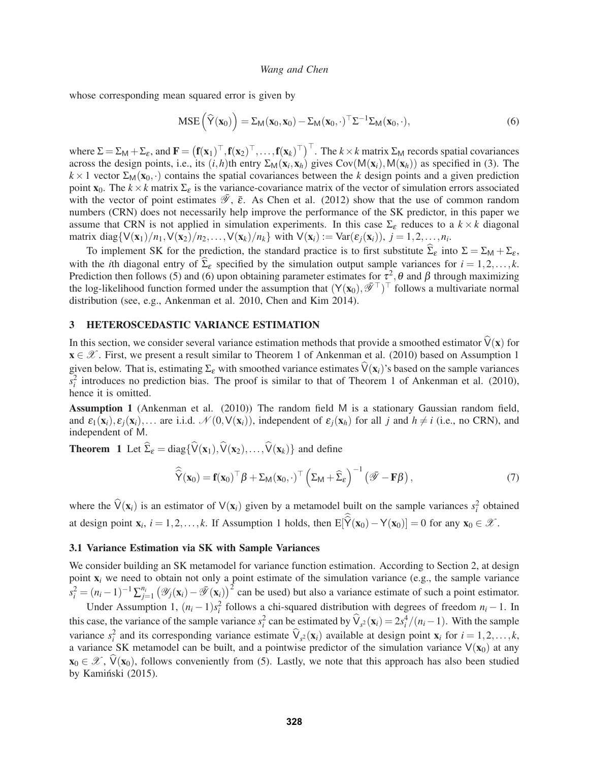whose corresponding mean squared error is given by

$$\text{MSE}\left(\widehat{\mathsf{Y}}(\mathbf{x}_0)\right) = \Sigma_{\mathsf{M}}(\mathbf{x}_0,\mathbf{x}_0) - \Sigma_{\mathsf{M}}(\mathbf{x}_0,\cdot)^\top \Sigma^{-1} \Sigma_{\mathsf{M}}(\mathbf{x}_0,\cdot), \tag{6}$$

where $\Sigma = \Sigma_{\mathsf{M}} + \Sigma_\varepsilon$, and $\mathbf{F} = \left(\mathbf{f}(\mathbf{x}_1)^\top, \mathbf{f}(\mathbf{x}_2)^\top, \ldots, \mathbf{f}(\mathbf{x}_k)^\top\right)^\top$. The $k \times k$ matrix $\Sigma_{\mathsf{M}}$ records spatial covariances across the design points, i.e., its $(i,h)$th entry $\Sigma_{\mathsf{M}}(\mathbf{x}_i,\mathbf{x}_h)$ gives $\text{Cov}(\mathsf{M}(\mathbf{x}_i),\mathsf{M}(\mathbf{x}_h))$ as specified in (3). The $k \times 1$ vector $\Sigma_{\mathsf{M}}(\mathbf{x}_0,\cdot)$ contains the spatial covariances between the $k$ design points and a given prediction point $\mathbf{x}_0$. The $k \times k$ matrix $\Sigma_\varepsilon$ is the variance-covariance matrix of the vector of simulation errors associated with the vector of point estimates $\bar{\mathscr{Y}}$, $\bar{\varepsilon}$. As Chen et al. (2012) show that the use of common random numbers (CRN) does not necessarily help improve the performance of the SK predictor, in this paper we assume that CRN is not applied in simulation experiments. In this case $\Sigma_\varepsilon$ reduces to a $k \times k$ diagonal matrix $\text{diag}\{\mathsf{V}(\mathbf{x}_1)/n_1, \mathsf{V}(\mathbf{x}_2)/n_2, \ldots, \mathsf{V}(\mathbf{x}_k)/n_k\}$ with $\mathsf{V}(\mathbf{x}_i) := \text{Var}(\varepsilon_j(\mathbf{x}_i))$, $j = 1,2,\ldots,n_i$.

To implement SK for the prediction, the standard practice is to first substitute $\widehat{\Sigma}_\varepsilon$ into $\Sigma = \Sigma_{\mathsf{M}} + \Sigma_\varepsilon$, with the $i$th diagonal entry of $\widehat{\Sigma}_\varepsilon$ specified by the simulation output sample variances for $i = 1,2,\ldots,k$. Prediction then follows (5) and (6) upon obtaining parameter estimates for $\tau^2, \theta$ and $\beta$ through maximizing the log-likelihood function formed under the assumption that $(\mathsf{Y}(\mathbf{x}_0), \bar{\mathscr{Y}}^\top)^\top$ follows a multivariate normal distribution (see, e.g., Ankenman et al. 2010, Chen and Kim 2014).

## 3 HETEROSCEDASTIC VARIANCE ESTIMATION

In this section, we consider several variance estimation methods that provide a smoothed estimator $\widehat{\mathsf{V}}(\mathbf{x})$ for $\mathbf{x} \in \mathscr{X}$. First, we present a result similar to Theorem 1 of Ankenman et al. (2010) based on Assumption 1 given below. That is, estimating $\Sigma_\varepsilon$ with smoothed variance estimates $\widehat{\mathsf{V}}(\mathbf{x}_i)$'s based on the sample variances $s_i^2$ introduces no prediction bias. The proof is similar to that of Theorem 1 of Ankenman et al. (2010), hence it is omitted.

**Assumption 1** (Ankenman et al. (2010)) The random field $\mathsf{M}$ is a stationary Gaussian random field, and $\varepsilon_1(\mathbf{x}_i), \varepsilon_j(\mathbf{x}_i), \ldots$ are i.i.d. $\mathscr{N}(0, \mathsf{V}(\mathbf{x}_i))$, independent of $\varepsilon_j(\mathbf{x}_h)$ for all $j$ and $h \neq i$ (i.e., no CRN), and independent of $\mathsf{M}$.

**Theorem 1** Let $\widehat{\Sigma}_\varepsilon = \text{diag}\{\widehat{\mathsf{V}}(\mathbf{x}_1), \widehat{\mathsf{V}}(\mathbf{x}_2), \ldots, \widehat{\mathsf{V}}(\mathbf{x}_k)\}$ and define

$$\widehat{\widehat{\mathsf{Y}}}(\mathbf{x}_0) = \mathbf{f}(\mathbf{x}_0)^\top \beta + \Sigma_{\mathsf{M}}(\mathbf{x}_0,\cdot)^\top \left(\Sigma_{\mathsf{M}} + \widehat{\Sigma}_\varepsilon\right)^{-1} \left(\bar{\mathscr{Y}} - \mathbf{F}\beta\right), \tag{7}$$

where the $\widehat{\mathsf{V}}(\mathbf{x}_i)$ is an estimator of $\mathsf{V}(\mathbf{x}_i)$ given by a metamodel built on the sample variances $s_i^2$ obtained at design point $\mathbf{x}_i$, $i = 1,2,\ldots,k$. If Assumption 1 holds, then $\mathsf{E}[\widehat{\widehat{\mathsf{Y}}}(\mathbf{x}_0) - \mathsf{Y}(\mathbf{x}_0)] = 0$ for any $\mathbf{x}_0 \in \mathscr{X}$.

### 3.1 Variance Estimation via SK with Sample Variances

We consider building an SK metamodel for variance function estimation. According to Section 2, at design point $\mathbf{x}_i$ we need to obtain not only a point estimate of the simulation variance (e.g., the sample variance $s_i^2 = (n_i - 1)^{-1} \sum_{j=1}^{n_i} \left(\mathscr{Y}_j(\mathbf{x}_i) - \bar{\mathscr{Y}}(\mathbf{x}_i)\right)^2$ can be used) but also a variance estimate of such a point estimator.

Under Assumption 1, $(n_i - 1)s_i^2$ follows a chi-squared distribution with degrees of freedom $n_i - 1$. In this case, the variance of the sample variance $s_i^2$ can be estimated by $\widehat{\mathsf{V}}_{s^2}(\mathbf{x}_i) = 2s_i^4/(n_i - 1)$. With the sample variance $s_i^2$ and its corresponding variance estimate $\widehat{\mathsf{V}}_{s^2}(\mathbf{x}_i)$ available at design point $\mathbf{x}_i$ for $i = 1,2,\ldots,k$, a variance SK metamodel can be built, and a pointwise predictor of the simulation variance $\mathsf{V}(\mathbf{x}_0)$ at any $\mathbf{x}_0 \in \mathscr{X}$, $\widehat{\mathsf{V}}(\mathbf{x}_0)$, follows conveniently from (5). Lastly, we note that this approach has also been studied by Kamiński (2015).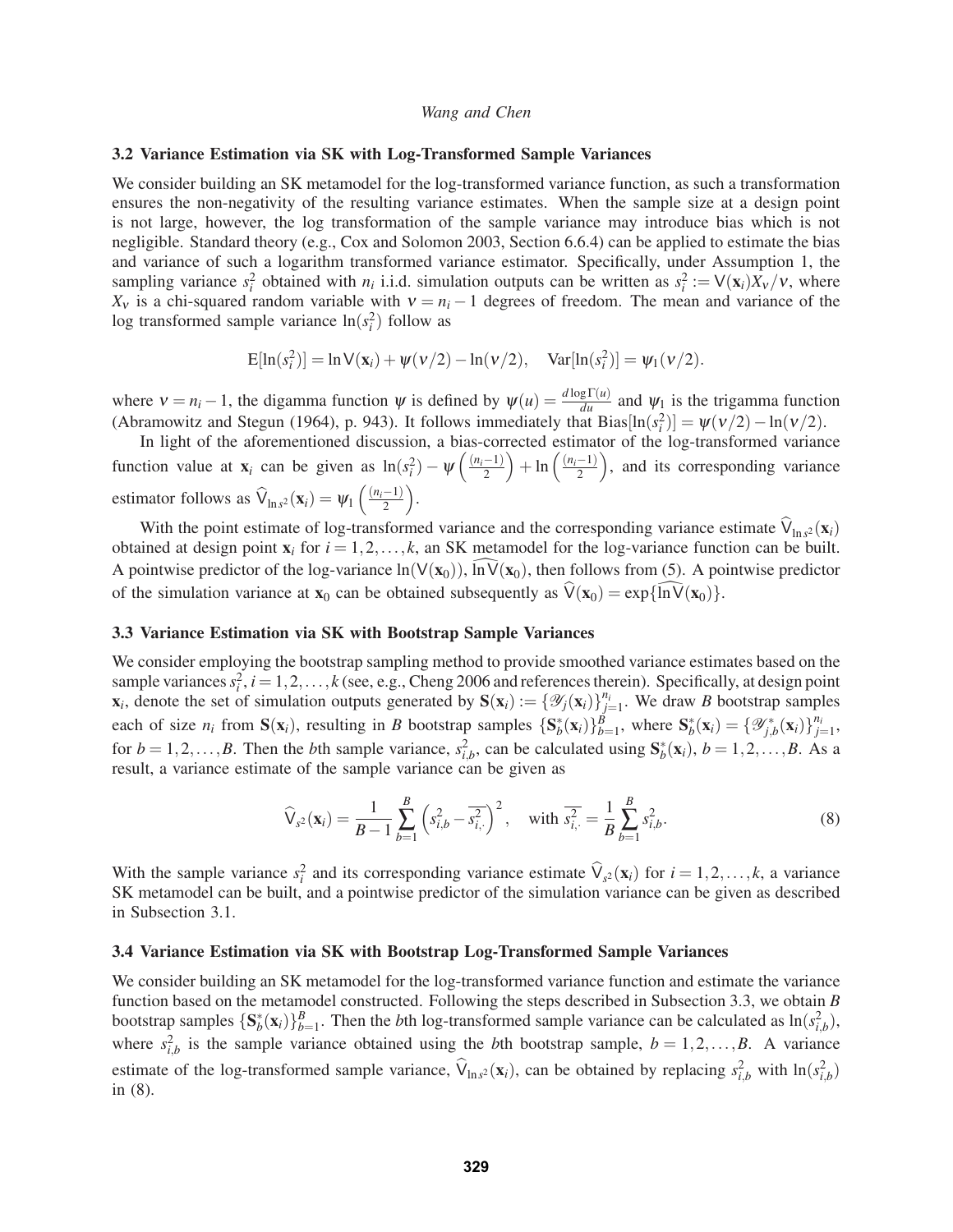### 3.2 Variance Estimation via SK with Log-Transformed Sample Variances

We consider building an SK metamodel for the log-transformed variance function, as such a transformation ensures the non-negativity of the resulting variance estimates. When the sample size at a design point is not large, however, the log transformation of the sample variance may introduce bias which is not negligible. Standard theory (e.g., Cox and Solomon 2003, Section 6.6.4) can be applied to estimate the bias and variance of such a logarithm transformed variance estimator. Specifically, under Assumption 1, the sampling variance $s_i^2$ obtained with $n_i$ i.i.d. simulation outputs can be written as $s_i^2 := \mathsf{V}(\mathbf{x}_i)X_\nu/\nu$, where $X_\nu$ is a chi-squared random variable with $\nu = n_i - 1$ degrees of freedom. The mean and variance of the log transformed sample variance $\ln(s_i^2)$ follow as

$$\mathrm{E}[\ln(s_i^2)] = \ln \mathsf{V}(\mathbf{x}_i) + \psi(\nu/2) - \ln(\nu/2), \quad \mathrm{Var}[\ln(s_i^2)] = \psi_1(\nu/2).$$

where $\nu = n_i - 1$, the digamma function $\psi$ is defined by $\psi(u) = \frac{d\log\Gamma(u)}{du}$ and $\psi_1$ is the trigamma function (Abramowitz and Stegun (1964), p. 943). It follows immediately that $\mathrm{Bias}[\ln(s_i^2)] = \psi(\nu/2) - \ln(\nu/2)$.

In light of the aforementioned discussion, a bias-corrected estimator of the log-transformed variance function value at $\mathbf{x}_i$ can be given as $\ln(s_i^2) - \psi\left(\frac{(n_i-1)}{2}\right) + \ln\left(\frac{(n_i-1)}{2}\right)$, and its corresponding variance estimator follows as $\widehat{\mathsf{V}}_{\ln s^2}(\mathbf{x}_i) = \psi_1\left(\frac{(n_i-1)}{2}\right)$.

With the point estimate of log-transformed variance and the corresponding variance estimate $\widehat{\mathsf{V}}_{\ln s^2}(\mathbf{x}_i)$ obtained at design point $\mathbf{x}_i$ for $i = 1, 2, \ldots, k$, an SK metamodel for the log-variance function can be built. A pointwise predictor of the log-variance $\ln(\mathsf{V}(\mathbf{x}_0))$, $\widehat{\ln\mathsf{V}}(\mathbf{x}_0)$, then follows from (5). A pointwise predictor of the simulation variance at $\mathbf{x}_0$ can be obtained subsequently as $\widehat{\mathsf{V}}(\mathbf{x}_0) = \exp\{\widehat{\ln\mathsf{V}}(\mathbf{x}_0)\}$.

### 3.3 Variance Estimation via SK with Bootstrap Sample Variances

We consider employing the bootstrap sampling method to provide smoothed variance estimates based on the sample variances $s_i^2, i = 1, 2, \ldots, k$ (see, e.g., Cheng 2006 and references therein). Specifically, at design point $\mathbf{x}_i$, denote the set of simulation outputs generated by $\mathbf{S}(\mathbf{x}_i) := \{\mathscr{Y}_j(\mathbf{x}_i)\}_{j=1}^{n_i}$. We draw $B$ bootstrap samples each of size $n_i$ from $\mathbf{S}(\mathbf{x}_i)$, resulting in $B$ bootstrap samples $\{\mathbf{S}_b^*(\mathbf{x}_i)\}_{b=1}^{B}$, where $\mathbf{S}_b^*(\mathbf{x}_i) = \{\mathscr{Y}_{j,b}^*(\mathbf{x}_i)\}_{j=1}^{n_i}$, for $b = 1, 2, \ldots, B$. Then the $b$th sample variance, $s_{i,b}^2$, can be calculated using $\mathbf{S}_b^*(\mathbf{x}_i)$, $b = 1, 2, \ldots, B$. As a result, a variance estimate of the sample variance can be given as

$$\widehat{\mathsf{V}}_{s^2}(\mathbf{x}_i) = \frac{1}{B-1}\sum_{b=1}^{B}\left(s_{i,b}^2 - \overline{s_{i,\cdot}^2}\right)^2, \quad \text{with } \overline{s_{i,\cdot}^2} = \frac{1}{B}\sum_{b=1}^{B} s_{i,b}^2. \tag{8}$$

With the sample variance $s_i^2$ and its corresponding variance estimate $\widehat{\mathsf{V}}_{s^2}(\mathbf{x}_i)$ for $i = 1, 2, \ldots, k$, a variance SK metamodel can be built, and a pointwise predictor of the simulation variance can be given as described in Subsection 3.1.

### 3.4 Variance Estimation via SK with Bootstrap Log-Transformed Sample Variances

We consider building an SK metamodel for the log-transformed variance function and estimate the variance function based on the metamodel constructed. Following the steps described in Subsection 3.3, we obtain $B$ bootstrap samples $\{\mathbf{S}_b^*(\mathbf{x}_i)\}_{b=1}^{B}$. Then the $b$th log-transformed sample variance can be calculated as $\ln(s_{i,b}^2)$, where $s_{i,b}^2$ is the sample variance obtained using the $b$th bootstrap sample, $b = 1, 2, \ldots, B$. A variance estimate of the log-transformed sample variance, $\widehat{\mathsf{V}}_{\ln s^2}(\mathbf{x}_i)$, can be obtained by replacing $s_{i,b}^2$ with $\ln(s_{i,b}^2)$ in (8).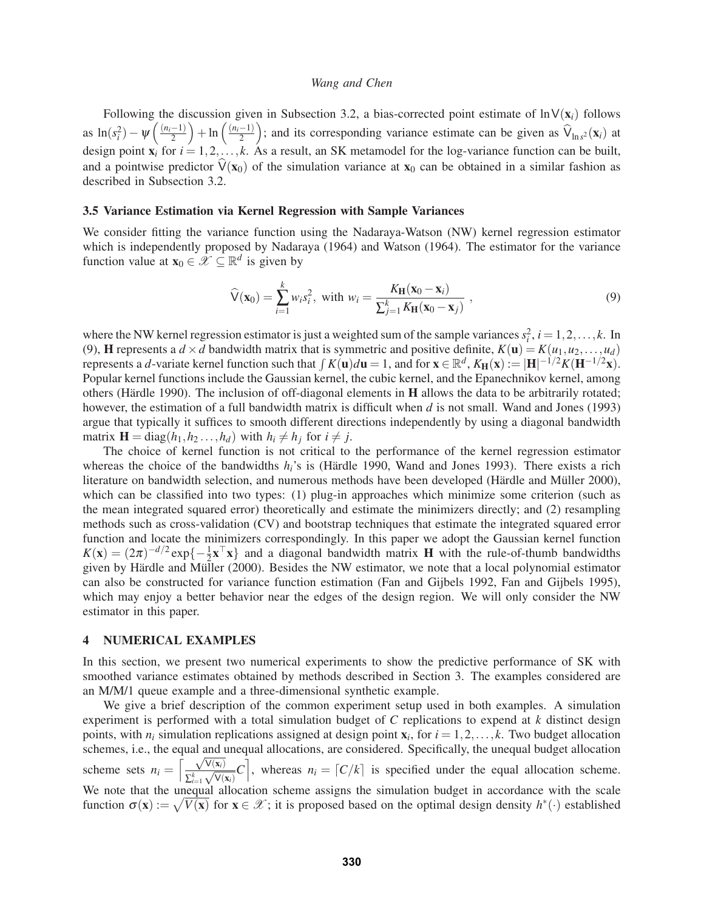Following the discussion given in Subsection 3.2, a bias-corrected point estimate of $\ln \mathsf{V}(\mathbf{x}_i)$ follows as $\ln(s_i^2) - \psi\left(\frac{(n_i-1)}{2}\right) + \ln\left(\frac{(n_i-1)}{2}\right)$; and its corresponding variance estimate can be given as $\widehat{\mathsf{V}}_{\ln s^2}(\mathbf{x}_i)$ at design point $\mathbf{x}_i$ for $i = 1, 2, \ldots, k$. As a result, an SK metamodel for the log-variance function can be built, and a pointwise predictor $\widehat{\mathsf{V}}(\mathbf{x}_0)$ of the simulation variance at $\mathbf{x}_0$ can be obtained in a similar fashion as described in Subsection 3.2.

### 3.5 Variance Estimation via Kernel Regression with Sample Variances

We consider fitting the variance function using the Nadaraya-Watson (NW) kernel regression estimator which is independently proposed by Nadaraya (1964) and Watson (1964). The estimator for the variance function value at $\mathbf{x}_0 \in \mathscr{X} \subseteq \mathbb{R}^d$ is given by

$$\widehat{\mathsf{V}}(\mathbf{x}_0) = \sum_{i=1}^{k} w_i s_i^2, \text{ with } w_i = \frac{K_{\mathbf{H}}(\mathbf{x}_0 - \mathbf{x}_i)}{\sum_{j=1}^{k} K_{\mathbf{H}}(\mathbf{x}_0 - \mathbf{x}_j)}\ , \tag{9}$$

where the NW kernel regression estimator is just a weighted sum of the sample variances $s_i^2$, $i = 1, 2, \ldots, k$. In (9), $\mathbf{H}$ represents a $d \times d$ bandwidth matrix that is symmetric and positive definite, $K(\mathbf{u}) = K(u_1, u_2, \ldots, u_d)$ represents a $d$-variate kernel function such that $\int K(\mathbf{u})d\mathbf{u} = 1$, and for $\mathbf{x} \in \mathbb{R}^d$, $K_{\mathbf{H}}(\mathbf{x}) := |\mathbf{H}|^{-1/2} K(\mathbf{H}^{-1/2}\mathbf{x})$. Popular kernel functions include the Gaussian kernel, the cubic kernel, and the Epanechnikov kernel, among others (Härdle 1990). The inclusion of off-diagonal elements in $\mathbf{H}$ allows the data to be arbitrarily rotated; however, the estimation of a full bandwidth matrix is difficult when $d$ is not small. Wand and Jones (1993) argue that typically it suffices to smooth different directions independently by using a diagonal bandwidth matrix $\mathbf{H} = \text{diag}(h_1, h_2 \ldots, h_d)$ with $h_i \neq h_j$ for $i \neq j$.

The choice of kernel function is not critical to the performance of the kernel regression estimator whereas the choice of the bandwidths $h_i$'s is (Härdle 1990, Wand and Jones 1993). There exists a rich literature on bandwidth selection, and numerous methods have been developed (Härdle and Müller 2000), which can be classified into two types: (1) plug-in approaches which minimize some criterion (such as the mean integrated squared error) theoretically and estimate the minimizers directly; and (2) resampling methods such as cross-validation (CV) and bootstrap techniques that estimate the integrated squared error function and locate the minimizers correspondingly. In this paper we adopt the Gaussian kernel function $K(\mathbf{x}) = (2\pi)^{-d/2} \exp\{-\frac{1}{2}\mathbf{x}^\top \mathbf{x}\}$ and a diagonal bandwidth matrix $\mathbf{H}$ with the rule-of-thumb bandwidths given by Härdle and Müller (2000). Besides the NW estimator, we note that a local polynomial estimator can also be constructed for variance function estimation (Fan and Gijbels 1992, Fan and Gijbels 1995), which may enjoy a better behavior near the edges of the design region. We will only consider the NW estimator in this paper.

## 4 NUMERICAL EXAMPLES

In this section, we present two numerical experiments to show the predictive performance of SK with smoothed variance estimates obtained by methods described in Section 3. The examples considered are an M/M/1 queue example and a three-dimensional synthetic example.

We give a brief description of the common experiment setup used in both examples. A simulation experiment is performed with a total simulation budget of $C$ replications to expend at $k$ distinct design points, with $n_i$ simulation replications assigned at design point $\mathbf{x}_i$, for $i = 1, 2, \ldots, k$. Two budget allocation schemes, i.e., the equal and unequal allocations, are considered. Specifically, the unequal budget allocation scheme sets $n_i = \left\lceil \frac{\sqrt{\mathsf{V}(\mathbf{x}_i)}}{\sum_{i=1}^{k} \sqrt{\mathsf{V}(\mathbf{x}_i)}} C \right\rceil$, whereas $n_i = \lceil C/k \rceil$ is specified under the equal allocation scheme. We note that the unequal allocation scheme assigns the simulation budget in accordance with the scale function $\sigma(\mathbf{x}) := \sqrt{V(\mathbf{x})}$ for $\mathbf{x} \in \mathscr{X}$; it is proposed based on the optimal design density $h^*(\cdot)$ established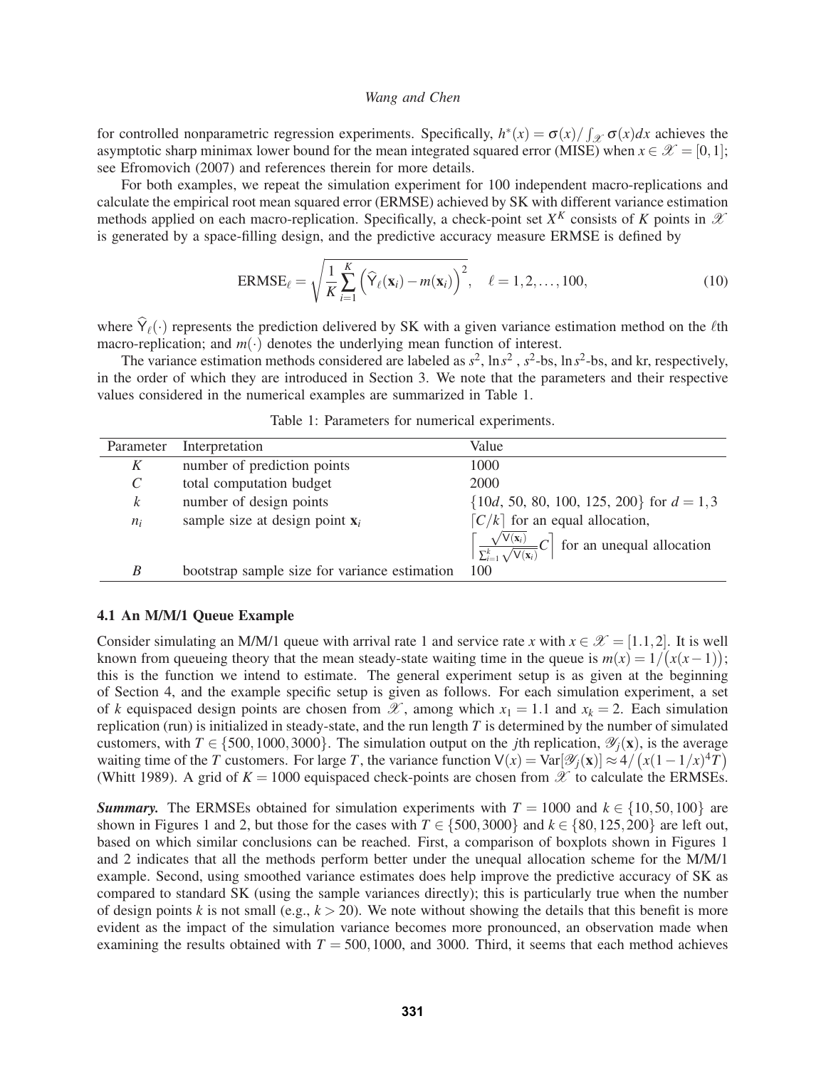for controlled nonparametric regression experiments. Specifically, $h^*(x) = \sigma(x)/\int_{\mathscr{X}} \sigma(x)dx$ achieves the asymptotic sharp minimax lower bound for the mean integrated squared error (MISE) when $x \in \mathscr{X} = [0,1]$; see Efromovich (2007) and references therein for more details.

For both examples, we repeat the simulation experiment for 100 independent macro-replications and calculate the empirical root mean squared error (ERMSE) achieved by SK with different variance estimation methods applied on each macro-replication. Specifically, a check-point set $X^K$ consists of $K$ points in $\mathscr{X}$ is generated by a space-filling design, and the predictive accuracy measure ERMSE is defined by

$$\text{ERMSE}_\ell = \sqrt{\frac{1}{K}\sum_{i=1}^{K}\left(\widehat{\mathsf{Y}}_\ell(\mathbf{x}_i) - m(\mathbf{x}_i)\right)^2}, \quad \ell = 1,2,\ldots,100, \tag{10}$$

where $\widehat{\mathsf{Y}}_\ell(\cdot)$ represents the prediction delivered by SK with a given variance estimation method on the $\ell$th macro-replication; and $m(\cdot)$ denotes the underlying mean function of interest.

The variance estimation methods considered are labeled as $s^2$, $\ln s^2$ , $s^2$-bs, $\ln s^2$-bs, and kr, respectively, in the order of which they are introduced in Section 3. We note that the parameters and their respective values considered in the numerical examples are summarized in Table 1.

Table 1: Parameters for numerical experiments.

| Parameter | Interpretation | Value |
|---|---|---|
| $K$ | number of prediction points | 1000 |
| $C$ | total computation budget | 2000 |
| $k$ | number of design points | $\{10d$, 50, 80, 100, 125, 200$\}$ for $d = 1,3$ |
| $n_i$ | sample size at design point $\mathbf{x}_i$ | $\lceil C/k \rceil$ for an equal allocation, |
| | | $\left\lceil \frac{\sqrt{\mathsf{V}(\mathbf{x}_i)}}{\sum_{i=1}^{k}\sqrt{\mathsf{V}(\mathbf{x}_i)}} C \right\rceil$ for an unequal allocation |
| $B$ | bootstrap sample size for variance estimation | 100 |

### 4.1 An M/M/1 Queue Example

Consider simulating an M/M/1 queue with arrival rate 1 and service rate $x$ with $x \in \mathscr{X} = [1.1,2]$. It is well known from queueing theory that the mean steady-state waiting time in the queue is $m(x) = 1/\big(x(x-1)\big)$; this is the function we intend to estimate. The general experiment setup is as given at the beginning of Section 4, and the example specific setup is as given as follows. For each simulation experiment, a set of $k$ equispaced design points are chosen from $\mathscr{X}$, among which $x_1 = 1.1$ and $x_k = 2$. Each simulation replication (run) is initialized in steady-state, and the run length $T$ is determined by the number of simulated customers, with $T \in \{500,1000,3000\}$. The simulation output on the $j$th replication, $\mathscr{Y}_j(\mathbf{x})$, is the average waiting time of the $T$ customers. For large $T$, the variance function $\mathsf{V}(x) = \text{Var}[\mathscr{Y}_j(\mathbf{x})] \approx 4/\big(x(1-1/x)^4 T\big)$ (Whitt 1989). A grid of $K = 1000$ equispaced check-points are chosen from $\mathscr{X}$ to calculate the ERMSEs.

***Summary.*** The ERMSEs obtained for simulation experiments with $T = 1000$ and $k \in \{10,50,100\}$ are shown in Figures 1 and 2, but those for the cases with $T \in \{500,3000\}$ and $k \in \{80,125,200\}$ are left out, based on which similar conclusions can be reached. First, a comparison of boxplots shown in Figures 1 and 2 indicates that all the methods perform better under the unequal allocation scheme for the M/M/1 example. Second, using smoothed variance estimates does help improve the predictive accuracy of SK as compared to standard SK (using the sample variances directly); this is particularly true when the number of design points $k$ is not small (e.g., $k > 20$). We note without showing the details that this benefit is more evident as the impact of the simulation variance becomes more pronounced, an observation made when examining the results obtained with $T = 500,1000$, and 3000. Third, it seems that each method achieves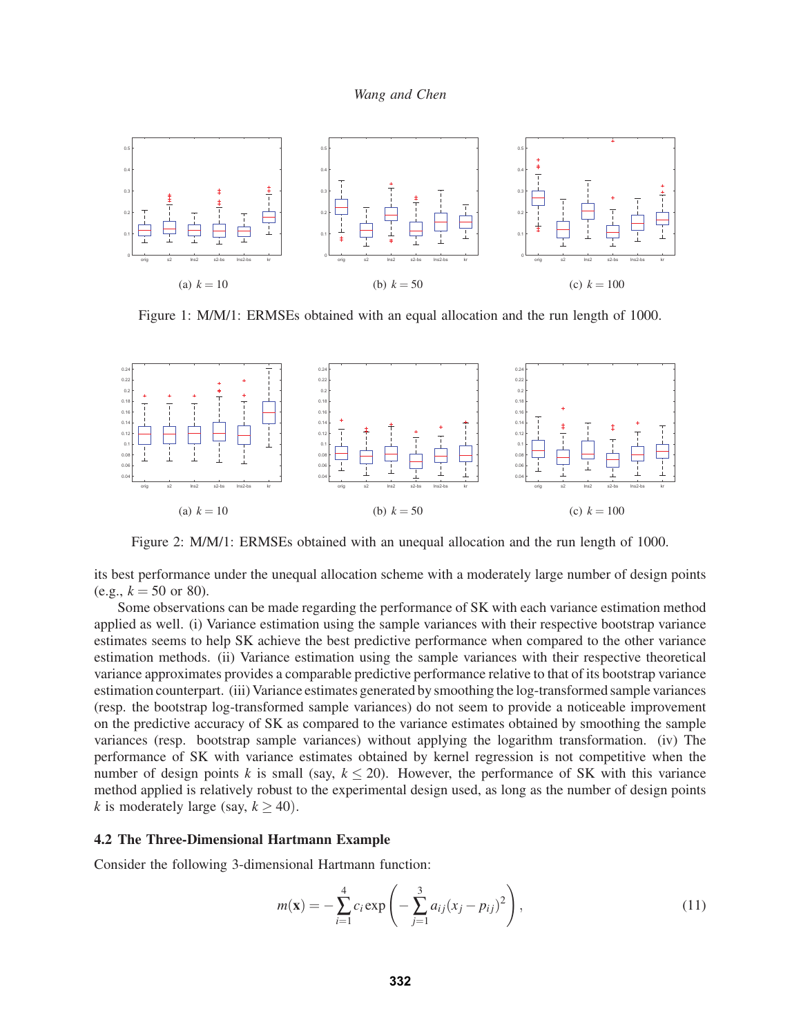(a) $k = 10$ (b) $k = 50$ (c) $k = 100$

Figure 1: M/M/1: ERMSEs obtained with an equal allocation and the run length of 1000.

(a) $k = 10$ (b) $k = 50$ (c) $k = 100$

Figure 2: M/M/1: ERMSEs obtained with an unequal allocation and the run length of 1000.

its best performance under the unequal allocation scheme with a moderately large number of design points (e.g., $k = 50$ or 80).

Some observations can be made regarding the performance of SK with each variance estimation method applied as well. (i) Variance estimation using the sample variances with their respective bootstrap variance estimates seems to help SK achieve the best predictive performance when compared to the other variance estimation methods. (ii) Variance estimation using the sample variances with their respective theoretical variance approximates provides a comparable predictive performance relative to that of its bootstrap variance estimation counterpart. (iii) Variance estimates generated by smoothing the log-transformed sample variances (resp. the bootstrap log-transformed sample variances) do not seem to provide a noticeable improvement on the predictive accuracy of SK as compared to the variance estimates obtained by smoothing the sample variances (resp. bootstrap sample variances) without applying the logarithm transformation. (iv) The performance of SK with variance estimates obtained by kernel regression is not competitive when the number of design points $k$ is small (say, $k \leq 20$). However, the performance of SK with this variance method applied is relatively robust to the experimental design used, as long as the number of design points $k$ is moderately large (say, $k \geq 40$).

### 4.2 The Three-Dimensional Hartmann Example

Consider the following 3-dimensional Hartmann function:

$$m(\mathbf{x}) = -\sum_{i=1}^{4} c_i \exp\left(-\sum_{j=1}^{3} a_{ij}(x_j - p_{ij})^2\right), \tag{11}$$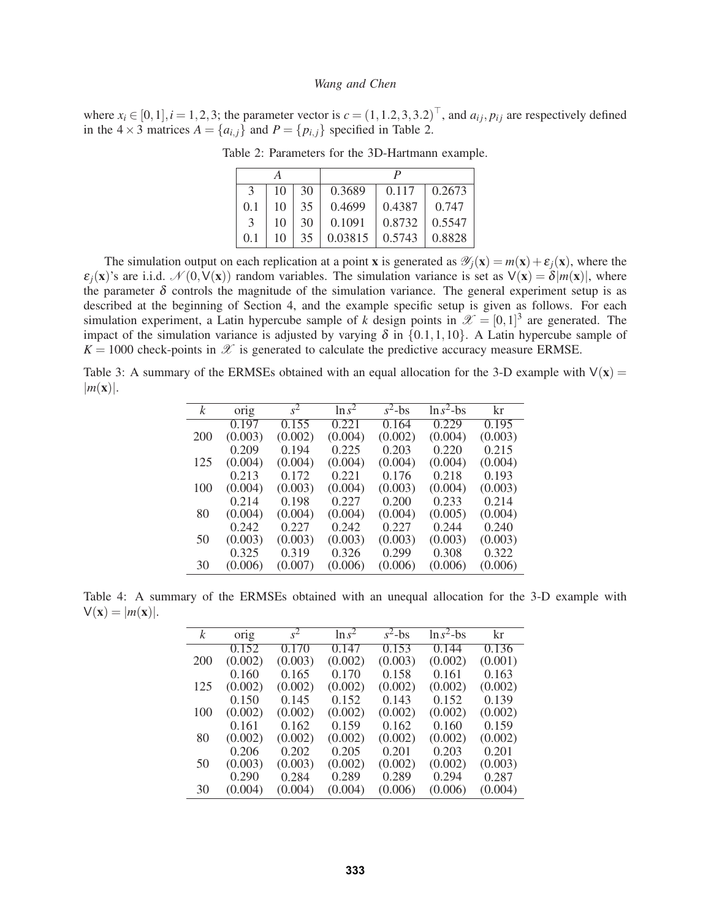where $x_i \in [0,1], i = 1,2,3$; the parameter vector is $c = (1, 1.2, 3, 3.2)^\top$, and $a_{ij}, p_{ij}$ are respectively defined in the $4 \times 3$ matrices $A = \{a_{i,j}\}$ and $P = \{p_{i,j}\}$ specified in Table 2.

Table 2: Parameters for the 3D-Hartmann example.

| $A$ | | | $P$ | | |
|---|---|---|---|---|---|
| 3 | 10 | 30 | 0.3689 | 0.117 | 0.2673 |
| 0.1 | 10 | 35 | 0.4699 | 0.4387 | 0.747 |
| 3 | 10 | 30 | 0.1091 | 0.8732 | 0.5547 |
| 0.1 | 10 | 35 | 0.03815 | 0.5743 | 0.8828 |

The simulation output on each replication at a point $\mathbf{x}$ is generated as $\mathscr{Y}_j(\mathbf{x}) = m(\mathbf{x}) + \varepsilon_j(\mathbf{x})$, where the $\varepsilon_j(\mathbf{x})$'s are i.i.d. $\mathcal{N}(0, \mathsf{V}(\mathbf{x}))$ random variables. The simulation variance is set as $\mathsf{V}(\mathbf{x}) = \delta|m(\mathbf{x})|$, where the parameter $\delta$ controls the magnitude of the simulation variance. The general experiment setup is as described at the beginning of Section 4, and the example specific setup is given as follows. For each simulation experiment, a Latin hypercube sample of $k$ design points in $\mathscr{X} = [0,1]^3$ are generated. The impact of the simulation variance is adjusted by varying $\delta$ in $\{0.1, 1, 10\}$. A Latin hypercube sample of $K = 1000$ check-points in $\mathscr{X}$ is generated to calculate the predictive accuracy measure ERMSE.

Table 3: A summary of the ERMSEs obtained with an equal allocation for the 3-D example with $\mathsf{V}(\mathbf{x}) = |m(\mathbf{x})|$.

| $k$ | orig | $s^2$ | $\ln s^2$ | $s^2$-bs | $\ln s^2$-bs | kr |
|---|---|---|---|---|---|---|
| 200 | 0.197 (0.003) | 0.155 (0.002) | 0.221 (0.004) | 0.164 (0.002) | 0.229 (0.004) | 0.195 (0.003) |
| 125 | 0.209 (0.004) | 0.194 (0.004) | 0.225 (0.004) | 0.203 (0.004) | 0.220 (0.004) | 0.215 (0.004) |
| 100 | 0.213 (0.004) | 0.172 (0.003) | 0.221 (0.004) | 0.176 (0.003) | 0.218 (0.004) | 0.193 (0.003) |
| 80 | 0.214 (0.004) | 0.198 (0.004) | 0.227 (0.004) | 0.200 (0.004) | 0.233 (0.005) | 0.214 (0.004) |
| 50 | 0.242 (0.003) | 0.227 (0.003) | 0.242 (0.003) | 0.227 (0.003) | 0.244 (0.003) | 0.240 (0.003) |
| 30 | 0.325 (0.006) | 0.319 (0.007) | 0.326 (0.006) | 0.299 (0.006) | 0.308 (0.006) | 0.322 (0.006) |

Table 4: A summary of the ERMSEs obtained with an unequal allocation for the 3-D example with $\mathsf{V}(\mathbf{x}) = |m(\mathbf{x})|$.

| $k$ | orig | $s^2$ | $\ln s^2$ | $s^2$-bs | $\ln s^2$-bs | kr |
|---|---|---|---|---|---|---|
| 200 | 0.152 (0.002) | 0.170 (0.003) | 0.147 (0.002) | 0.153 (0.003) | 0.144 (0.002) | 0.136 (0.001) |
| 125 | 0.160 (0.002) | 0.165 (0.002) | 0.170 (0.002) | 0.158 (0.002) | 0.161 (0.002) | 0.163 (0.002) |
| 100 | 0.150 (0.002) | 0.145 (0.002) | 0.152 (0.002) | 0.143 (0.002) | 0.152 (0.002) | 0.139 (0.002) |
| 80 | 0.161 (0.002) | 0.162 (0.002) | 0.159 (0.002) | 0.162 (0.002) | 0.160 (0.002) | 0.159 (0.002) |
| 50 | 0.206 (0.003) | 0.202 (0.003) | 0.205 (0.002) | 0.201 (0.002) | 0.203 (0.002) | 0.201 (0.003) |
| 30 | 0.290 (0.004) | 0.284 (0.004) | 0.289 (0.004) | 0.289 (0.006) | 0.294 (0.006) | 0.287 (0.004) |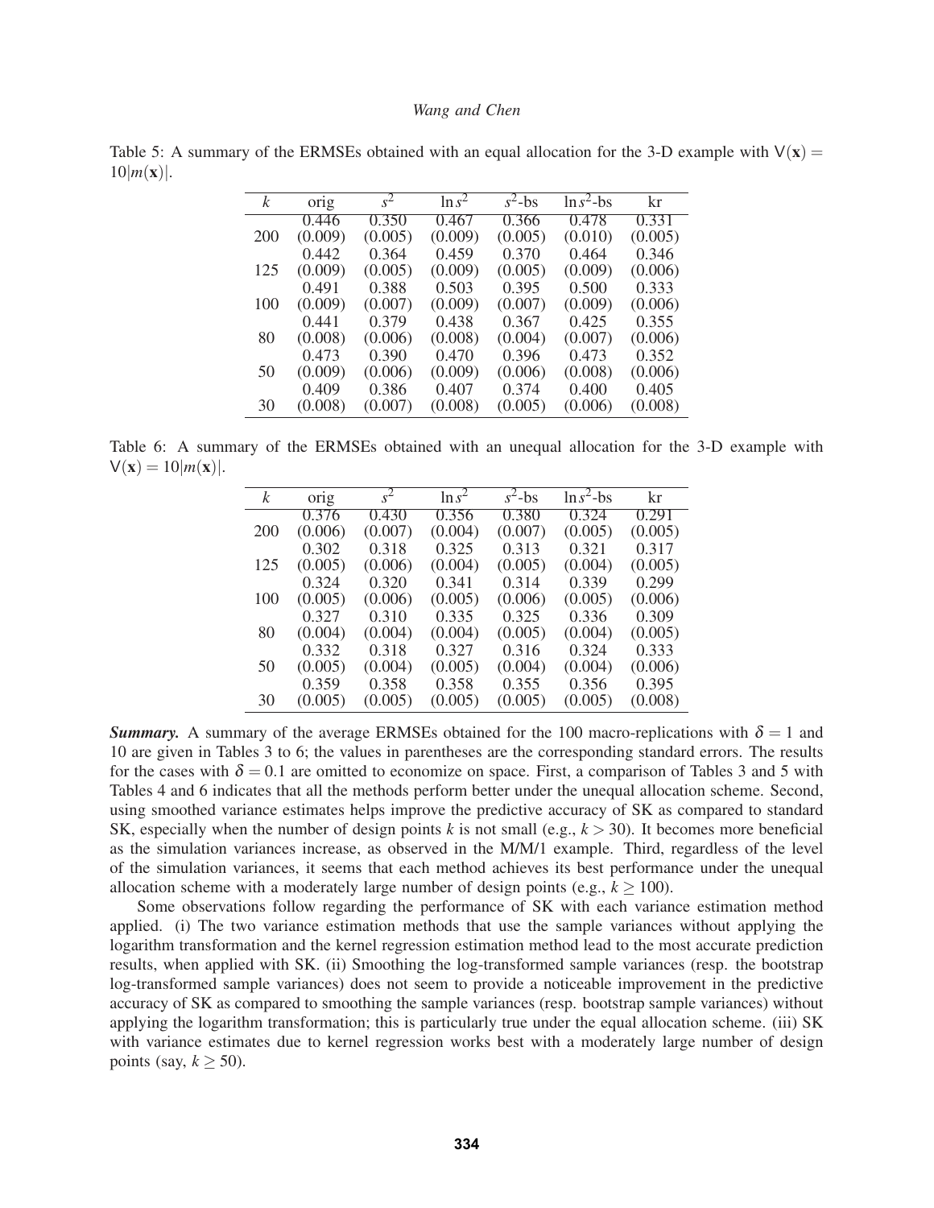Table 5: A summary of the ERMSEs obtained with an equal allocation for the 3-D example with $\mathsf{V}(\mathbf{x}) = 10|m(\mathbf{x})|$.

| $k$ | orig | $s^2$ | $\ln s^2$ | $s^2$-bs | $\ln s^2$-bs | kr |
|---|---|---|---|---|---|---|
| 200 | 0.446 (0.009) | 0.350 (0.005) | 0.467 (0.009) | 0.366 (0.005) | 0.478 (0.010) | 0.331 (0.005) |
| 125 | 0.442 (0.009) | 0.364 (0.005) | 0.459 (0.009) | 0.370 (0.005) | 0.464 (0.009) | 0.346 (0.006) |
| 100 | 0.491 (0.009) | 0.388 (0.007) | 0.503 (0.009) | 0.395 (0.007) | 0.500 (0.009) | 0.333 (0.006) |
| 80 | 0.441 (0.008) | 0.379 (0.006) | 0.438 (0.008) | 0.367 (0.004) | 0.425 (0.007) | 0.355 (0.006) |
| 50 | 0.473 (0.009) | 0.390 (0.006) | 0.470 (0.009) | 0.396 (0.006) | 0.473 (0.008) | 0.352 (0.006) |
| 30 | 0.409 (0.008) | 0.386 (0.007) | 0.407 (0.008) | 0.374 (0.005) | 0.400 (0.006) | 0.405 (0.008) |

Table 6: A summary of the ERMSEs obtained with an unequal allocation for the 3-D example with $\mathsf{V}(\mathbf{x}) = 10|m(\mathbf{x})|$.

| $k$ | orig | $s^2$ | $\ln s^2$ | $s^2$-bs | $\ln s^2$-bs | kr |
|---|---|---|---|---|---|---|
| 200 | 0.376 (0.006) | 0.430 (0.007) | 0.356 (0.004) | 0.380 (0.007) | 0.324 (0.005) | 0.291 (0.005) |
| 125 | 0.302 (0.005) | 0.318 (0.006) | 0.325 (0.004) | 0.313 (0.005) | 0.321 (0.004) | 0.317 (0.005) |
| 100 | 0.324 (0.005) | 0.320 (0.006) | 0.341 (0.005) | 0.314 (0.006) | 0.339 (0.005) | 0.299 (0.006) |
| 80 | 0.327 (0.004) | 0.310 (0.004) | 0.335 (0.004) | 0.325 (0.005) | 0.336 (0.004) | 0.309 (0.005) |
| 50 | 0.332 (0.005) | 0.318 (0.004) | 0.327 (0.005) | 0.316 (0.004) | 0.324 (0.004) | 0.333 (0.006) |
| 30 | 0.359 (0.005) | 0.358 (0.005) | 0.358 (0.005) | 0.355 (0.005) | 0.356 (0.005) | 0.395 (0.008) |

***Summary.*** A summary of the average ERMSEs obtained for the 100 macro-replications with $\delta = 1$ and 10 are given in Tables 3 to 6; the values in parentheses are the corresponding standard errors. The results for the cases with $\delta = 0.1$ are omitted to economize on space. First, a comparison of Tables 3 and 5 with Tables 4 and 6 indicates that all the methods perform better under the unequal allocation scheme. Second, using smoothed variance estimates helps improve the predictive accuracy of SK as compared to standard SK, especially when the number of design points $k$ is not small (e.g., $k > 30$). It becomes more beneficial as the simulation variances increase, as observed in the M/M/1 example. Third, regardless of the level of the simulation variances, it seems that each method achieves its best performance under the unequal allocation scheme with a moderately large number of design points (e.g., $k \geq 100$).

Some observations follow regarding the performance of SK with each variance estimation method applied. (i) The two variance estimation methods that use the sample variances without applying the logarithm transformation and the kernel regression estimation method lead to the most accurate prediction results, when applied with SK. (ii) Smoothing the log-transformed sample variances (resp. the bootstrap log-transformed sample variances) does not seem to provide a noticeable improvement in the predictive accuracy of SK as compared to smoothing the sample variances (resp. bootstrap sample variances) without applying the logarithm transformation; this is particularly true under the equal allocation scheme. (iii) SK with variance estimates due to kernel regression works best with a moderately large number of design points (say, $k \geq 50$).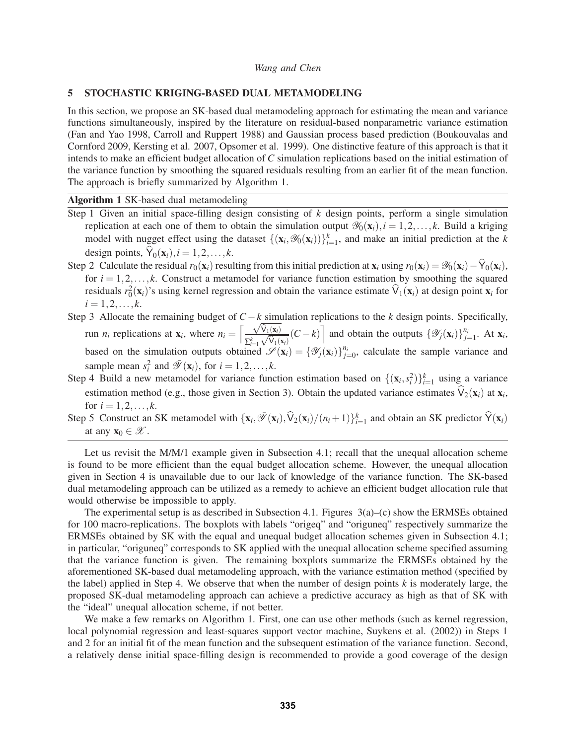## 5 STOCHASTIC KRIGING-BASED DUAL METAMODELING

In this section, we propose an SK-based dual metamodeling approach for estimating the mean and variance functions simultaneously, inspired by the literature on residual-based nonparametric variance estimation (Fan and Yao 1998, Carroll and Ruppert 1988) and Gaussian process based prediction (Boukouvalas and Cornford 2009, Kersting et al. 2007, Opsomer et al. 1999). One distinctive feature of this approach is that it intends to make an efficient budget allocation of $C$ simulation replications based on the initial estimation of the variance function by smoothing the squared residuals resulting from an earlier fit of the mean function. The approach is briefly summarized by Algorithm 1.

**Algorithm 1** SK-based dual metamodeling

Step 1 Given an initial space-filling design consisting of $k$ design points, perform a single simulation replication at each one of them to obtain the simulation output $\mathscr{Y}_0(\mathbf{x}_i), i = 1,2,\ldots,k$. Build a kriging model with nugget effect using the dataset $\{(\mathbf{x}_i, \mathscr{Y}_0(\mathbf{x}_i))\}_{i=1}^k$, and make an initial prediction at the $k$ design points, $\widehat{\mathsf{Y}}_0(\mathbf{x}_i), i = 1,2,\ldots,k$.

Step 2 Calculate the residual $r_0(\mathbf{x}_i)$ resulting from this initial prediction at $\mathbf{x}_i$ using $r_0(\mathbf{x}_i) = \mathscr{Y}_0(\mathbf{x}_i) - \widehat{\mathsf{Y}}_0(\mathbf{x}_i)$, for $i = 1,2,\ldots,k$. Construct a metamodel for variance function estimation by smoothing the squared residuals $r_0^2(\mathbf{x}_i)$'s using kernel regression and obtain the variance estimate $\widehat{\mathsf{V}}_1(\mathbf{x}_i)$ at design point $\mathbf{x}_i$ for $i = 1,2,\ldots,k$.

Step 3 Allocate the remaining budget of $C-k$ simulation replications to the $k$ design points. Specifically, run $n_i$ replications at $\mathbf{x}_i$, where $n_i = \left\lceil \frac{\sqrt{\widehat{\mathsf{V}}_1(\mathbf{x}_i)}}{\sum_{i=1}^k \sqrt{\widehat{\mathsf{V}}_1(\mathbf{x}_i)}}(C-k) \right\rceil$ and obtain the outputs $\{\mathscr{Y}_j(\mathbf{x}_i)\}_{j=1}^{n_i}$. At $\mathbf{x}_i$, based on the simulation outputs obtained $\mathscr{S}(\mathbf{x}_i) = \{\mathscr{Y}_j(\mathbf{x}_i)\}_{j=0}^{n_i}$, calculate the sample variance and sample mean $s_i^2$ and $\bar{\mathscr{Y}}(\mathbf{x}_i)$, for $i = 1,2,\ldots,k$.

Step 4 Build a new metamodel for variance function estimation based on $\{(\mathbf{x}_i, s_i^2)\}_{i=1}^k$ using a variance estimation method (e.g., those given in Section 3). Obtain the updated variance estimates $\widehat{\mathsf{V}}_2(\mathbf{x}_i)$ at $\mathbf{x}_i$, for $i = 1,2,\ldots,k$.

Step 5 Construct an SK metamodel with $\{\mathbf{x}_i, \bar{\mathscr{Y}}(\mathbf{x}_i), \widehat{\mathsf{V}}_2(\mathbf{x}_i)/(n_i+1)\}_{i=1}^k$ and obtain an SK predictor $\widehat{\mathsf{Y}}(\mathbf{x}_i)$ at any $\mathbf{x}_0 \in \mathscr{X}$.

Let us revisit the M/M/1 example given in Subsection 4.1; recall that the unequal allocation scheme is found to be more efficient than the equal budget allocation scheme. However, the unequal allocation given in Section 4 is unavailable due to our lack of knowledge of the variance function. The SK-based dual metamodeling approach can be utilized as a remedy to achieve an efficient budget allocation rule that would otherwise be impossible to apply.

The experimental setup is as described in Subsection 4.1. Figures 3(a)–(c) show the ERMSEs obtained for 100 macro-replications. The boxplots with labels "origeq" and "origuneq" respectively summarize the ERMSEs obtained by SK with the equal and unequal budget allocation schemes given in Subsection 4.1; in particular, "origuneq" corresponds to SK applied with the unequal allocation scheme specified assuming that the variance function is given. The remaining boxplots summarize the ERMSEs obtained by the aforementioned SK-based dual metamodeling approach, with the variance estimation method (specified by the label) applied in Step 4. We observe that when the number of design points $k$ is moderately large, the proposed SK-dual metamodeling approach can achieve a predictive accuracy as high as that of SK with the "ideal" unequal allocation scheme, if not better.

We make a few remarks on Algorithm 1. First, one can use other methods (such as kernel regression, local polynomial regression and least-squares support vector machine, Suykens et al. (2002)) in Steps 1 and 2 for an initial fit of the mean function and the subsequent estimation of the variance function. Second, a relatively dense initial space-filling design is recommended to provide a good coverage of the design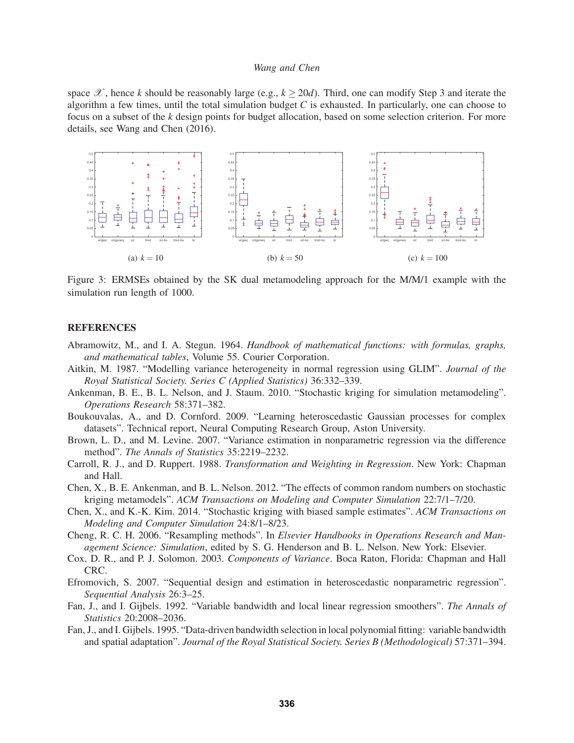space $\mathscr{X}$, hence $k$ should be reasonably large (e.g., $k \geq 20d$). Third, one can modify Step 3 and iterate the algorithm a few times, until the total simulation budget $C$ is exhausted. In particularly, one can choose to focus on a subset of the $k$ design points for budget allocation, based on some selection criterion. For more details, see Wang and Chen (2016).

(a) $k = 10$

(b) $k = 50$

(c) $k = 100$

Figure 3: ERMSEs obtained by the SK dual metamodeling approach for the M/M/1 example with the simulation run length of 1000.

## REFERENCES

Abramowitz, M., and I. A. Stegun. 1964. *Handbook of mathematical functions: with formulas, graphs, and mathematical tables*, Volume 55. Courier Corporation.

Aitkin, M. 1987. "Modelling variance heterogeneity in normal regression using GLIM". *Journal of the Royal Statistical Society. Series C (Applied Statistics)* 36:332–339.

Ankenman, B. E., B. L. Nelson, and J. Staum. 2010. "Stochastic kriging for simulation metamodeling". *Operations Research* 58:371–382.

Boukouvalas, A., and D. Cornford. 2009. "Learning heteroscedastic Gaussian processes for complex datasets". Technical report, Neural Computing Research Group, Aston University.

Brown, L. D., and M. Levine. 2007. "Variance estimation in nonparametric regression via the difference method". *The Annals of Statistics* 35:2219–2232.

Carroll, R. J., and D. Ruppert. 1988. *Transformation and Weighting in Regression*. New York: Chapman and Hall.

Chen, X., B. E. Ankenman, and B. L. Nelson. 2012. "The effects of common random numbers on stochastic kriging metamodels". *ACM Transactions on Modeling and Computer Simulation* 22:7/1–7/20.

Chen, X., and K.-K. Kim. 2014. "Stochastic kriging with biased sample estimates". *ACM Transactions on Modeling and Computer Simulation* 24:8/1–8/23.

Cheng, R. C. H. 2006. "Resampling methods". In *Elsevier Handbooks in Operations Research and Management Science: Simulation*, edited by S. G. Henderson and B. L. Nelson. New York: Elsevier.

Cox, D. R., and P. J. Solomon. 2003. *Components of Variance*. Boca Raton, Florida: Chapman and Hall CRC.

Efromovich, S. 2007. "Sequential design and estimation in heteroscedastic nonparametric regression". *Sequential Analysis* 26:3–25.

Fan, J., and I. Gijbels. 1992. "Variable bandwidth and local linear regression smoothers". *The Annals of Statistics* 20:2008–2036.

Fan, J., and I. Gijbels. 1995. "Data-driven bandwidth selection in local polynomial fitting: variable bandwidth and spatial adaptation". *Journal of the Royal Statistical Society. Series B (Methodological)* 57:371–394.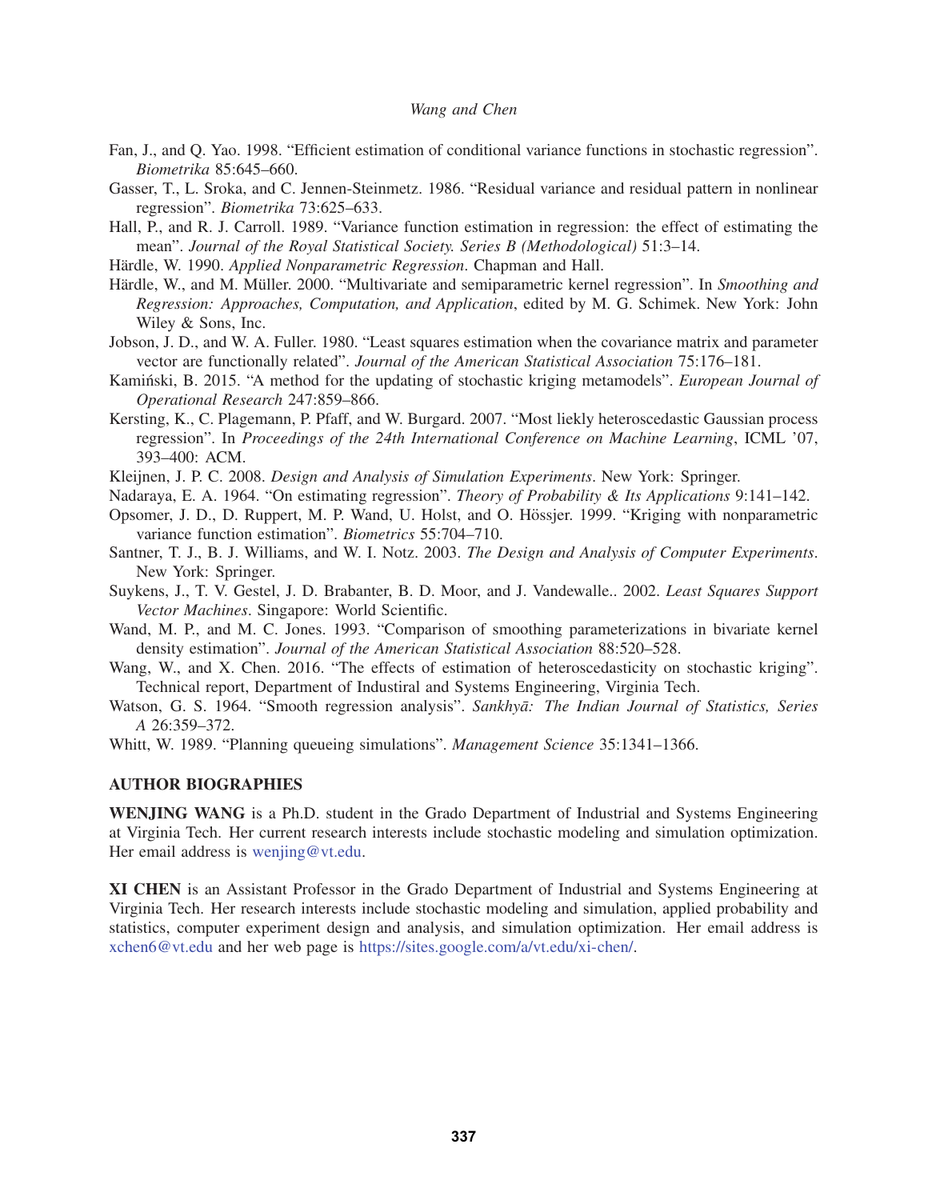Fan, J., and Q. Yao. 1998. "Efficient estimation of conditional variance functions in stochastic regression". *Biometrika* 85:645–660.

Gasser, T., L. Sroka, and C. Jennen-Steinmetz. 1986. "Residual variance and residual pattern in nonlinear regression". *Biometrika* 73:625–633.

Hall, P., and R. J. Carroll. 1989. "Variance function estimation in regression: the effect of estimating the mean". *Journal of the Royal Statistical Society. Series B (Methodological)* 51:3–14.

Härdle, W. 1990. *Applied Nonparametric Regression*. Chapman and Hall.

Härdle, W., and M. Müller. 2000. "Multivariate and semiparametric kernel regression". In *Smoothing and Regression: Approaches, Computation, and Application*, edited by M. G. Schimek. New York: John Wiley & Sons, Inc.

Jobson, J. D., and W. A. Fuller. 1980. "Least squares estimation when the covariance matrix and parameter vector are functionally related". *Journal of the American Statistical Association* 75:176–181.

Kamiński, B. 2015. "A method for the updating of stochastic kriging metamodels". *European Journal of Operational Research* 247:859–866.

Kersting, K., C. Plagemann, P. Pfaff, and W. Burgard. 2007. "Most liekly heteroscedastic Gaussian process regression". In *Proceedings of the 24th International Conference on Machine Learning*, ICML '07, 393–400: ACM.

Kleijnen, J. P. C. 2008. *Design and Analysis of Simulation Experiments*. New York: Springer.

Nadaraya, E. A. 1964. "On estimating regression". *Theory of Probability & Its Applications* 9:141–142.

Opsomer, J. D., D. Ruppert, M. P. Wand, U. Holst, and O. Hössjer. 1999. "Kriging with nonparametric variance function estimation". *Biometrics* 55:704–710.

Santner, T. J., B. J. Williams, and W. I. Notz. 2003. *The Design and Analysis of Computer Experiments*. New York: Springer.

Suykens, J., T. V. Gestel, J. D. Brabanter, B. D. Moor, and J. Vandewalle.. 2002. *Least Squares Support Vector Machines*. Singapore: World Scientific.

Wand, M. P., and M. C. Jones. 1993. "Comparison of smoothing parameterizations in bivariate kernel density estimation". *Journal of the American Statistical Association* 88:520–528.

Wang, W., and X. Chen. 2016. "The effects of estimation of heteroscedasticity on stochastic kriging". Technical report, Department of Industiral and Systems Engineering, Virginia Tech.

Watson, G. S. 1964. "Smooth regression analysis". *Sankhyā: The Indian Journal of Statistics, Series A* 26:359–372.

Whitt, W. 1989. "Planning queueing simulations". *Management Science* 35:1341–1366.

## AUTHOR BIOGRAPHIES

**WENJING WANG** is a Ph.D. student in the Grado Department of Industrial and Systems Engineering at Virginia Tech. Her current research interests include stochastic modeling and simulation optimization. Her email address is wenjing@vt.edu.

**XI CHEN** is an Assistant Professor in the Grado Department of Industrial and Systems Engineering at Virginia Tech. Her research interests include stochastic modeling and simulation, applied probability and statistics, computer experiment design and analysis, and simulation optimization. Her email address is xchen6@vt.edu and her web page is https://sites.google.com/a/vt.edu/xi-chen/.